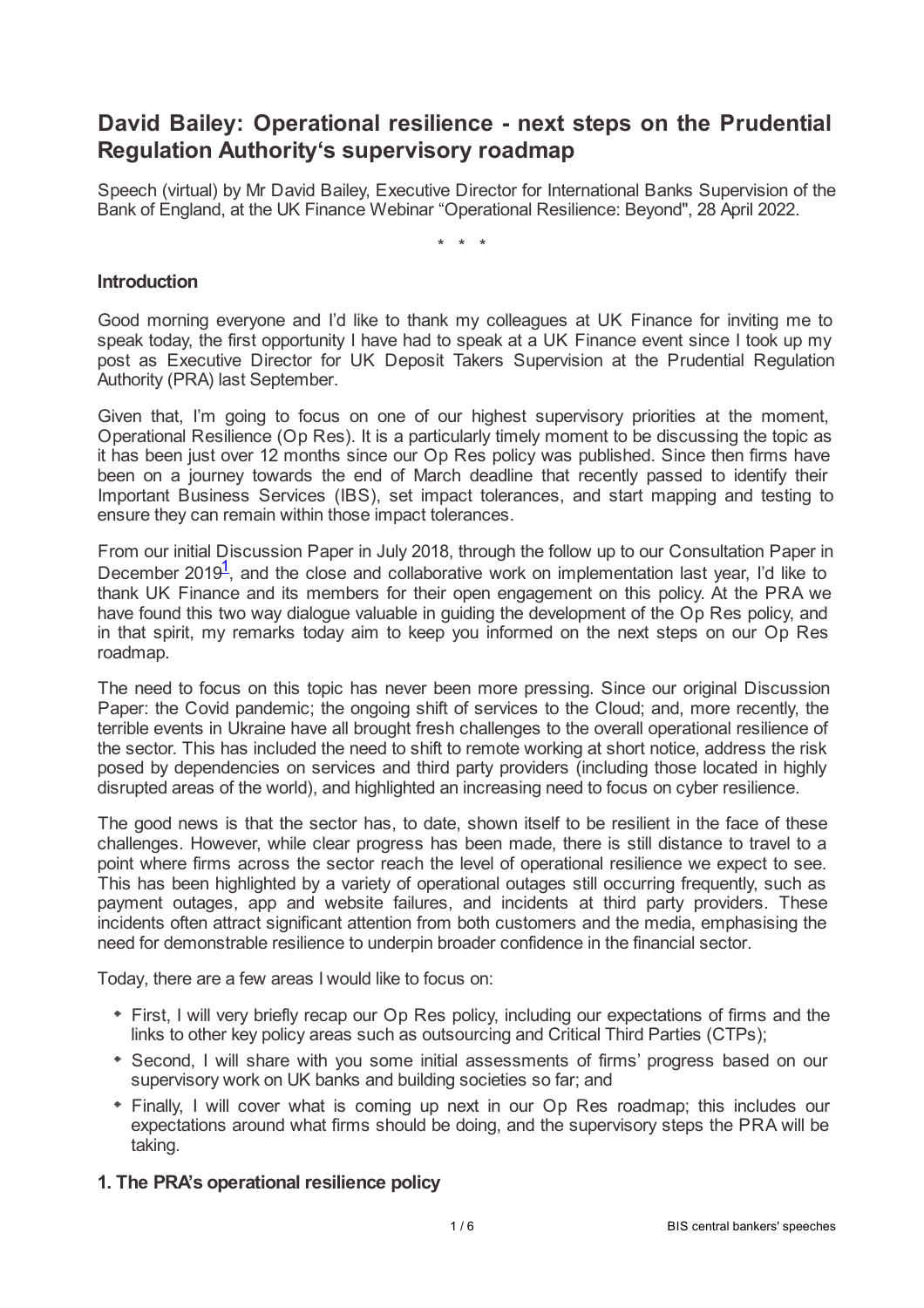# David Bailey: Operational resilience - next steps on the Prudential Regulation Authority's supervisory roadmap

Speech (virtual) by Mr David Bailey, Executive Director for International Banks Supervision of the Bank of England, at the UK Finance Webinar "Operational Resilience: Beyond", 28 April 2022.

\* \* \*

## Introduction

Good morning everyone and I'd like to thank my colleagues at UK Finance for inviting me to speak today, the first opportunity I have had to speak at a UK Finance event since I took up my post as Executive Director for UK Deposit Takers Supervision at the Prudential Regulation Authority (PRA) last September.

Given that, I'm going to focus on one of our highest supervisory priorities at the moment, Operational Resilience (Op Res). It is a particularly timely moment to be discussing the topic as it has been just over 12 months since our Op Res policy was published. Since then firms have been on a journey towards the end of March deadline that recently passed to identify their Important Business Services (IBS), set impact tolerances, and start mapping and testing to ensure they can remain within those impact tolerances.

From our initial Discussion Paper in July 2018, through the follow up to our Consultation Paper in December 2019[1], and the close and collaborative work on implementation last year, I'd like to thank UK Finance and its members for their open engagement on this policy. At the PRA we have found this two way dialogue valuable in guiding the development of the Op Res policy, and in that spirit, my remarks today aim to keep you informed on the next steps on our Op Res roadmap.

The need to focus on this topic has never been more pressing. Since our original Discussion Paper: the Covid pandemic; the ongoing shift of services to the Cloud; and, more recently, the terrible events in Ukraine have all brought fresh challenges to the overall operational resilience of the sector. This has included the need to shift to remote working at short notice, address the risk posed by dependencies on services and third party providers (including those located in highly disrupted areas of the world), and highlighted an increasing need to focus on cyber resilience.

The good news is that the sector has, to date, shown itself to be resilient in the face of these challenges. However, while clear progress has been made, there is still distance to travel to a point where firms across the sector reach the level of operational resilience we expect to see. This has been highlighted by a variety of operational outages still occurring frequently, such as payment outages, app and website failures, and incidents at third party providers. These incidents often attract significant attention from both customers and the media, emphasising the need for demonstrable resilience to underpin broader confidence in the financial sector.

Today, there are a few areas I would like to focus on:

- First, I will very briefly recap our Op Res policy, including our expectations of firms and the links to other key policy areas such as outsourcing and Critical Third Parties (CTPs);
- Second, I will share with you some initial assessments of firms' progress based on our supervisory work on UK banks and building societies so far; and
- Finally, I will cover what is coming up next in our Op Res roadmap; this includes our expectations around what firms should be doing, and the supervisory steps the PRA will be taking.

## 1. The PRA's operational resilience policy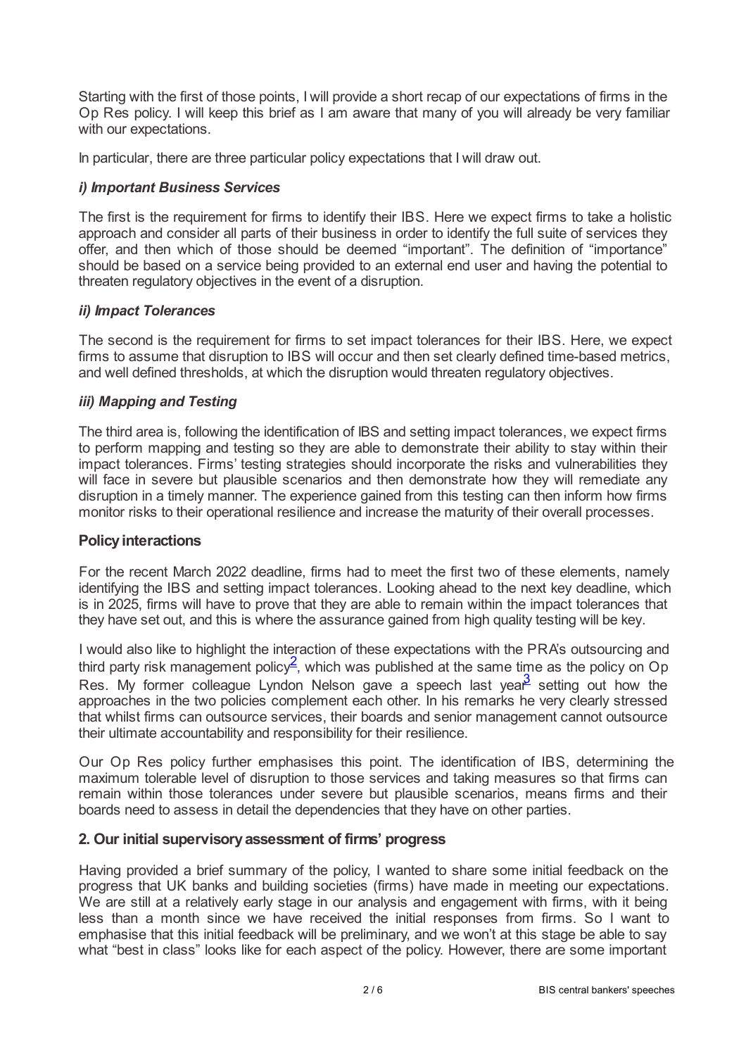Starting with the first of those points, I will provide a short recap of our expectations of firms in the Op Res policy. I will keep this brief as I am aware that many of you will already be very familiar with our expectations.

In particular, there are three particular policy expectations that I will draw out.

### *i) Important Business Services*

The first is the requirement for firms to identify their IBS. Here we expect firms to take a holistic approach and consider all parts of their business in order to identify the full suite of services they offer, and then which of those should be deemed "important". The definition of "importance" should be based on a service being provided to an external end user and having the potential to threaten regulatory objectives in the event of a disruption.

### *ii) Impact Tolerances*

The second is the requirement for firms to set impact tolerances for their IBS. Here, we expect firms to assume that disruption to IBS will occur and then set clearly defined time-based metrics, and well defined thresholds, at which the disruption would threaten regulatory objectives.

### *iii) Mapping and Testing*

The third area is, following the identification of IBS and setting impact tolerances, we expect firms to perform mapping and testing so they are able to demonstrate their ability to stay within their impact tolerances. Firms' testing strategies should incorporate the risks and vulnerabilities they will face in severe but plausible scenarios and then demonstrate how they will remediate any disruption in a timely manner. The experience gained from this testing can then inform how firms monitor risks to their operational resilience and increase the maturity of their overall processes.

### **Policy interactions**

For the recent March 2022 deadline, firms had to meet the first two of these elements, namely identifying the IBS and setting impact tolerances. Looking ahead to the next key deadline, which is in 2025, firms will have to prove that they are able to remain within the impact tolerances that they have set out, and this is where the assurance gained from high quality testing will be key.

I would also like to highlight the interaction of these expectations with the PRA's outsourcing and third party risk management policy[2], which was published at the same time as the policy on Op Res. My former colleague Lyndon Nelson gave a speech last year[3] setting out how the approaches in the two policies complement each other. In his remarks he very clearly stressed that whilst firms can outsource services, their boards and senior management cannot outsource their ultimate accountability and responsibility for their resilience.

Our Op Res policy further emphasises this point. The identification of IBS, determining the maximum tolerable level of disruption to those services and taking measures so that firms can remain within those tolerances under severe but plausible scenarios, means firms and their boards need to assess in detail the dependencies that they have on other parties.

## **2. Our initial supervisory assessment of firms' progress**

Having provided a brief summary of the policy, I wanted to share some initial feedback on the progress that UK banks and building societies (firms) have made in meeting our expectations. We are still at a relatively early stage in our analysis and engagement with firms, with it being less than a month since we have received the initial responses from firms. So I want to emphasise that this initial feedback will be preliminary, and we won't at this stage be able to say what "best in class" looks like for each aspect of the policy. However, there are some important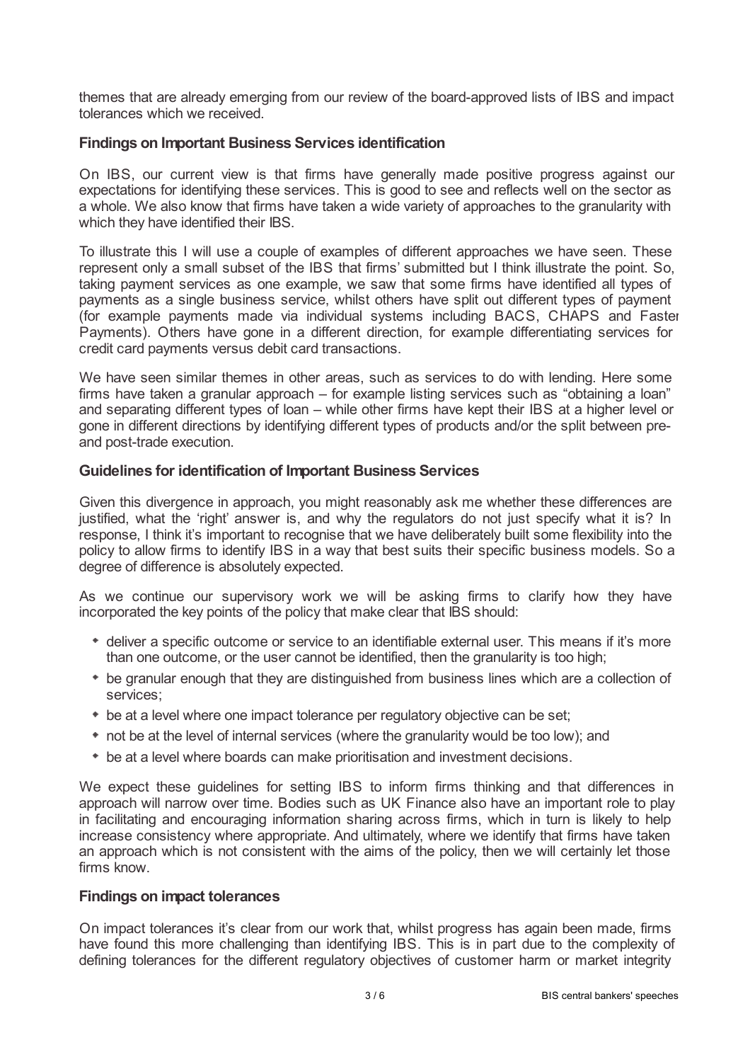themes that are already emerging from our review of the board-approved lists of IBS and impact tolerances which we received.

### Findings on Important Business Services identification

On IBS, our current view is that firms have generally made positive progress against our expectations for identifying these services. This is good to see and reflects well on the sector as a whole. We also know that firms have taken a wide variety of approaches to the granularity with which they have identified their IBS.

To illustrate this I will use a couple of examples of different approaches we have seen. These represent only a small subset of the IBS that firms' submitted but I think illustrate the point. So, taking payment services as one example, we saw that some firms have identified all types of payments as a single business service, whilst others have split out different types of payment (for example payments made via individual systems including BACS, CHAPS and Faster Payments). Others have gone in a different direction, for example differentiating services for credit card payments versus debit card transactions.

We have seen similar themes in other areas, such as services to do with lending. Here some firms have taken a granular approach – for example listing services such as "obtaining a loan" and separating different types of loan – while other firms have kept their IBS at a higher level or gone in different directions by identifying different types of products and/or the split between pre- and post-trade execution.

### Guidelines for identification of Important Business Services

Given this divergence in approach, you might reasonably ask me whether these differences are justified, what the 'right' answer is, and why the regulators do not just specify what it is? In response, I think it's important to recognise that we have deliberately built some flexibility into the policy to allow firms to identify IBS in a way that best suits their specific business models. So a degree of difference is absolutely expected.

As we continue our supervisory work we will be asking firms to clarify how they have incorporated the key points of the policy that make clear that IBS should:

- deliver a specific outcome or service to an identifiable external user. This means if it's more than one outcome, or the user cannot be identified, then the granularity is too high;
- be granular enough that they are distinguished from business lines which are a collection of services;
- be at a level where one impact tolerance per regulatory objective can be set;
- not be at the level of internal services (where the granularity would be too low); and
- be at a level where boards can make prioritisation and investment decisions.

We expect these guidelines for setting IBS to inform firms thinking and that differences in approach will narrow over time. Bodies such as UK Finance also have an important role to play in facilitating and encouraging information sharing across firms, which in turn is likely to help increase consistency where appropriate. And ultimately, where we identify that firms have taken an approach which is not consistent with the aims of the policy, then we will certainly let those firms know.

### Findings on impact tolerances

On impact tolerances it's clear from our work that, whilst progress has again been made, firms have found this more challenging than identifying IBS. This is in part due to the complexity of defining tolerances for the different regulatory objectives of customer harm or market integrity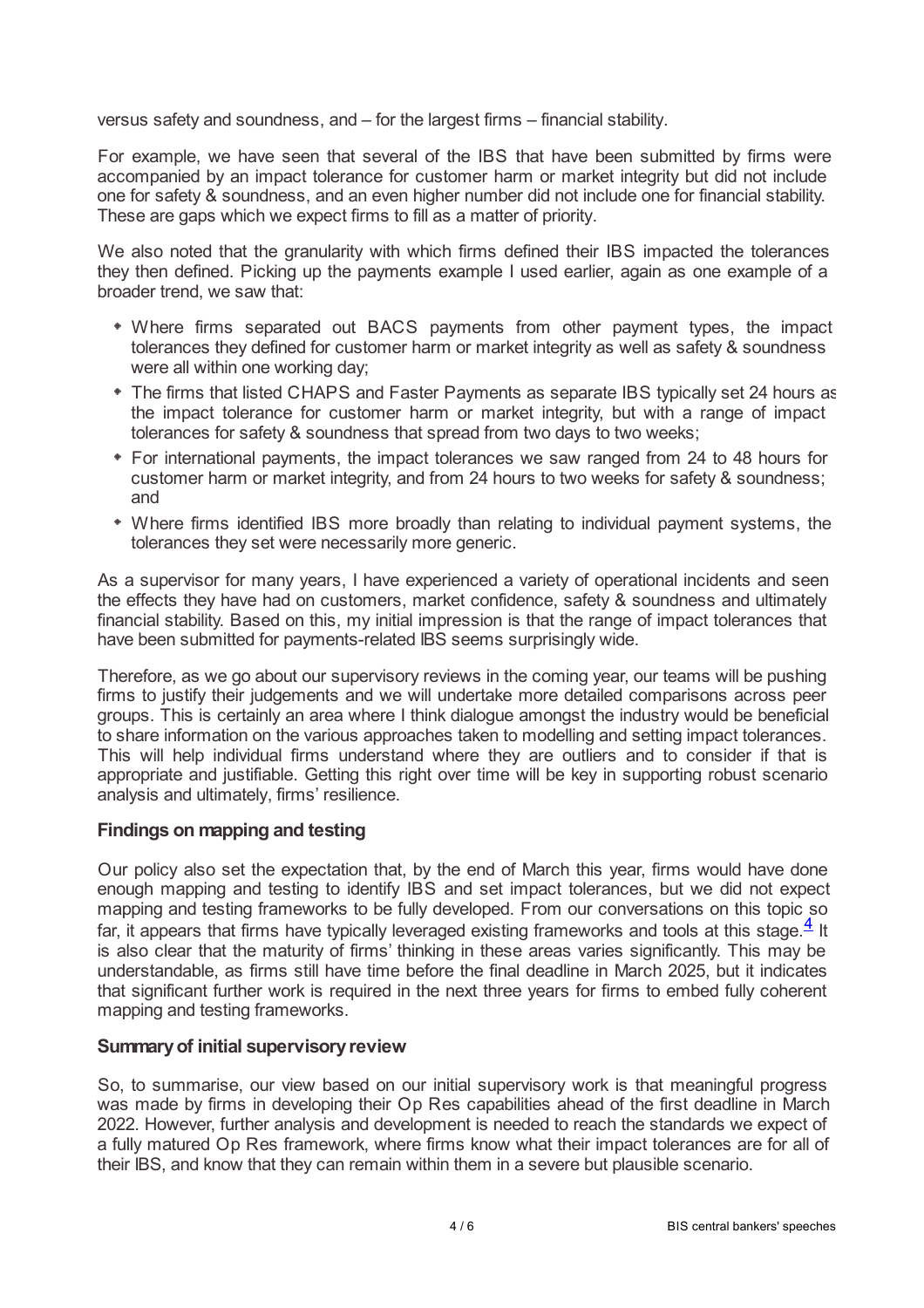versus safety and soundness, and – for the largest firms – financial stability.

For example, we have seen that several of the IBS that have been submitted by firms were accompanied by an impact tolerance for customer harm or market integrity but did not include one for safety & soundness, and an even higher number did not include one for financial stability. These are gaps which we expect firms to fill as a matter of priority.

We also noted that the granularity with which firms defined their IBS impacted the tolerances they then defined. Picking up the payments example I used earlier, again as one example of a broader trend, we saw that:

- Where firms separated out BACS payments from other payment types, the impact tolerances they defined for customer harm or market integrity as well as safety & soundness were all within one working day;
- The firms that listed CHAPS and Faster Payments as separate IBS typically set 24 hours as the impact tolerance for customer harm or market integrity, but with a range of impact tolerances for safety & soundness that spread from two days to two weeks;
- For international payments, the impact tolerances we saw ranged from 24 to 48 hours for customer harm or market integrity, and from 24 hours to two weeks for safety & soundness; and
- Where firms identified IBS more broadly than relating to individual payment systems, the tolerances they set were necessarily more generic.

As a supervisor for many years, I have experienced a variety of operational incidents and seen the effects they have had on customers, market confidence, safety & soundness and ultimately financial stability. Based on this, my initial impression is that the range of impact tolerances that have been submitted for payments-related IBS seems surprisingly wide.

Therefore, as we go about our supervisory reviews in the coming year, our teams will be pushing firms to justify their judgements and we will undertake more detailed comparisons across peer groups. This is certainly an area where I think dialogue amongst the industry would be beneficial to share information on the various approaches taken to modelling and setting impact tolerances. This will help individual firms understand where they are outliers and to consider if that is appropriate and justifiable. Getting this right over time will be key in supporting robust scenario analysis and ultimately, firms' resilience.

### Findings on mapping and testing

Our policy also set the expectation that, by the end of March this year, firms would have done enough mapping and testing to identify IBS and set impact tolerances, but we did not expect mapping and testing frameworks to be fully developed. From our conversations on this topic so far, it appears that firms have typically leveraged existing frameworks and tools at this stage.[4] It is also clear that the maturity of firms' thinking in these areas varies significantly. This may be understandable, as firms still have time before the final deadline in March 2025, but it indicates that significant further work is required in the next three years for firms to embed fully coherent mapping and testing frameworks.

### Summary of initial supervisory review

So, to summarise, our view based on our initial supervisory work is that meaningful progress was made by firms in developing their Op Res capabilities ahead of the first deadline in March 2022. However, further analysis and development is needed to reach the standards we expect of a fully matured Op Res framework, where firms know what their impact tolerances are for all of their IBS, and know that they can remain within them in a severe but plausible scenario.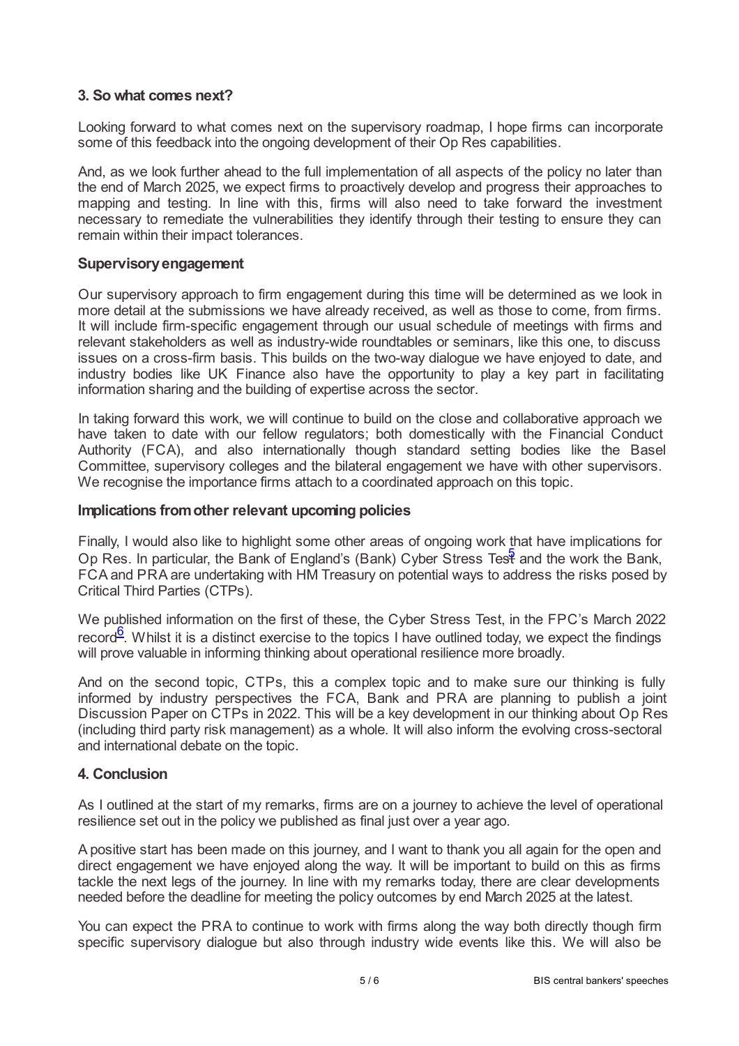## 3. So what comes next?

Looking forward to what comes next on the supervisory roadmap, I hope firms can incorporate some of this feedback into the ongoing development of their Op Res capabilities.

And, as we look further ahead to the full implementation of all aspects of the policy no later than the end of March 2025, we expect firms to proactively develop and progress their approaches to mapping and testing. In line with this, firms will also need to take forward the investment necessary to remediate the vulnerabilities they identify through their testing to ensure they can remain within their impact tolerances.

### Supervisory engagement

Our supervisory approach to firm engagement during this time will be determined as we look in more detail at the submissions we have already received, as well as those to come, from firms. It will include firm-specific engagement through our usual schedule of meetings with firms and relevant stakeholders as well as industry-wide roundtables or seminars, like this one, to discuss issues on a cross-firm basis. This builds on the two-way dialogue we have enjoyed to date, and industry bodies like UK Finance also have the opportunity to play a key part in facilitating information sharing and the building of expertise across the sector.

In taking forward this work, we will continue to build on the close and collaborative approach we have taken to date with our fellow regulators; both domestically with the Financial Conduct Authority (FCA), and also internationally though standard setting bodies like the Basel Committee, supervisory colleges and the bilateral engagement we have with other supervisors. We recognise the importance firms attach to a coordinated approach on this topic.

### Implications from other relevant upcoming policies

Finally, I would also like to highlight some other areas of ongoing work that have implications for Op Res. In particular, the Bank of England's (Bank) Cyber Stress Test[5] and the work the Bank, FCA and PRA are undertaking with HM Treasury on potential ways to address the risks posed by Critical Third Parties (CTPs).

We published information on the first of these, the Cyber Stress Test, in the FPC's March 2022 record[6]. Whilst it is a distinct exercise to the topics I have outlined today, we expect the findings will prove valuable in informing thinking about operational resilience more broadly.

And on the second topic, CTPs, this a complex topic and to make sure our thinking is fully informed by industry perspectives the FCA, Bank and PRA are planning to publish a joint Discussion Paper on CTPs in 2022. This will be a key development in our thinking about Op Res (including third party risk management) as a whole. It will also inform the evolving cross-sectoral and international debate on the topic.

## 4. Conclusion

As I outlined at the start of my remarks, firms are on a journey to achieve the level of operational resilience set out in the policy we published as final just over a year ago.

A positive start has been made on this journey, and I want to thank you all again for the open and direct engagement we have enjoyed along the way. It will be important to build on this as firms tackle the next legs of the journey. In line with my remarks today, there are clear developments needed before the deadline for meeting the policy outcomes by end March 2025 at the latest.

You can expect the PRA to continue to work with firms along the way both directly though firm specific supervisory dialogue but also through industry wide events like this. We will also be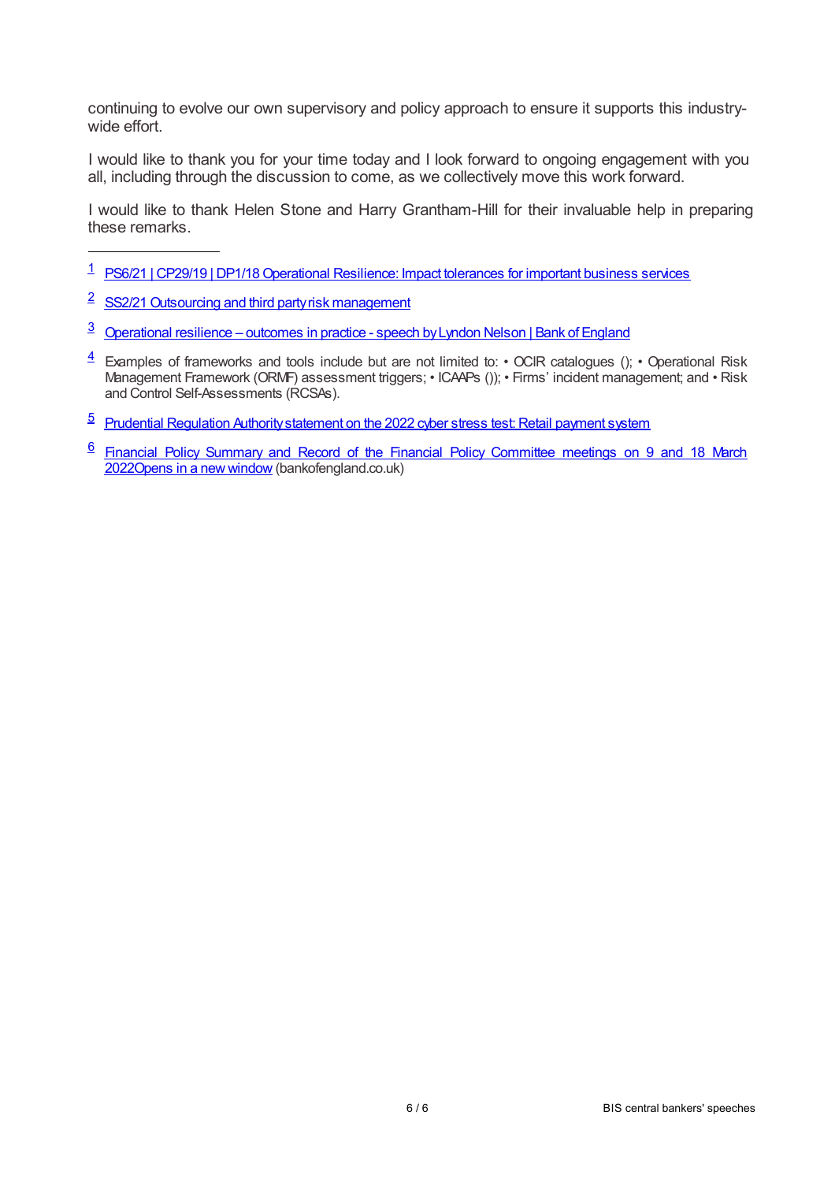continuing to evolve our own supervisory and policy approach to ensure it supports this industry-wide effort.

I would like to thank you for your time today and I look forward to ongoing engagement with you all, including through the discussion to come, as we collectively move this work forward.

I would like to thank Helen Stone and Harry Grantham-Hill for their invaluable help in preparing these remarks.

---

[1] PS6/21 | CP29/19 | DP1/18 Operational Resilience: Impact tolerances for important business services

[2] SS2/21 Outsourcing and third party risk management

[3] Operational resilience – outcomes in practice - speech by Lyndon Nelson | Bank of England

[4] Examples of frameworks and tools include but are not limited to: • OCIR catalogues (); • Operational Risk Management Framework (ORMF) assessment triggers; • ICAAPs ()); • Firms' incident management; and • Risk and Control Self-Assessments (RCSAs).

[5] Prudential Regulation Authority statement on the 2022 cyber stress test: Retail payment system

[6] Financial Policy Summary and Record of the Financial Policy Committee meetings on 9 and 18 March 2022Opens in a new window (bankofengland.co.uk)